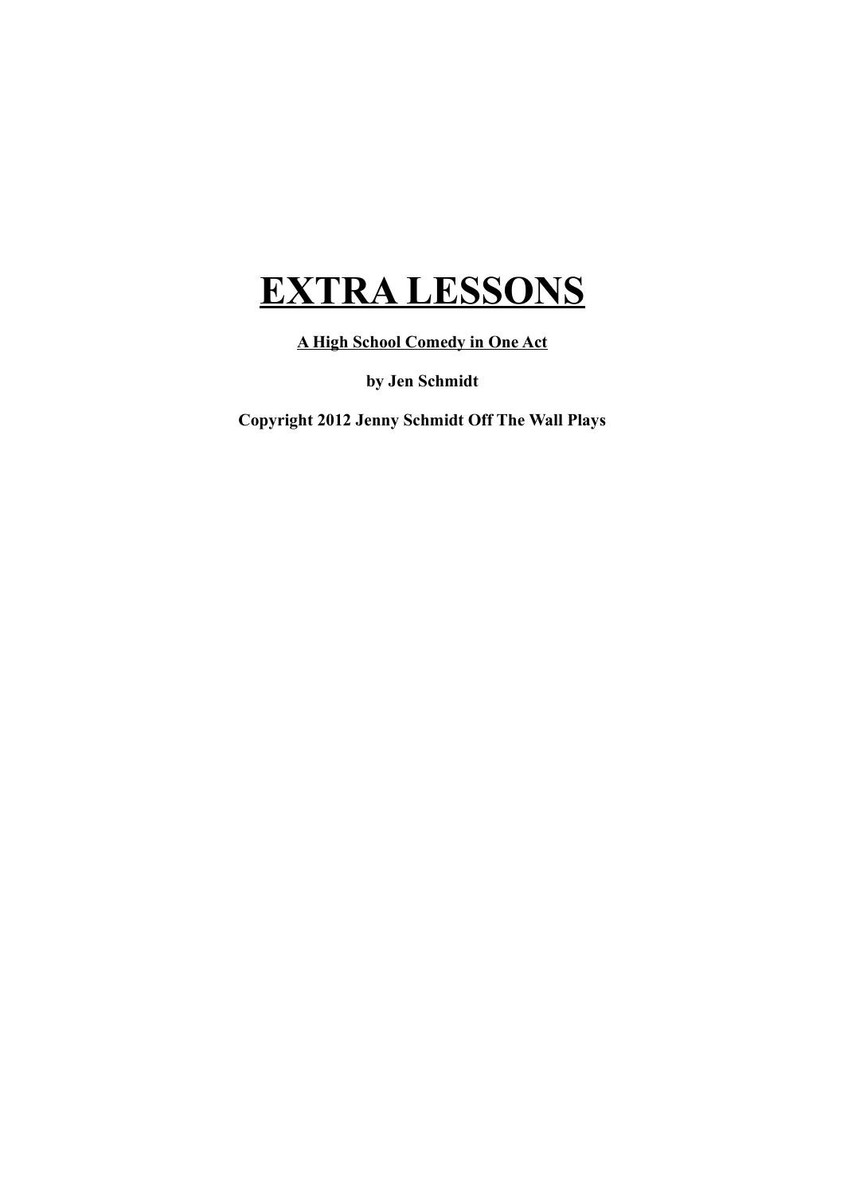# EXTRA LESSONS

**A High School Comedy in One Act**

**by Jen Schmidt**

**Copyright 2012 Jenny Schmidt Off The Wall Plays**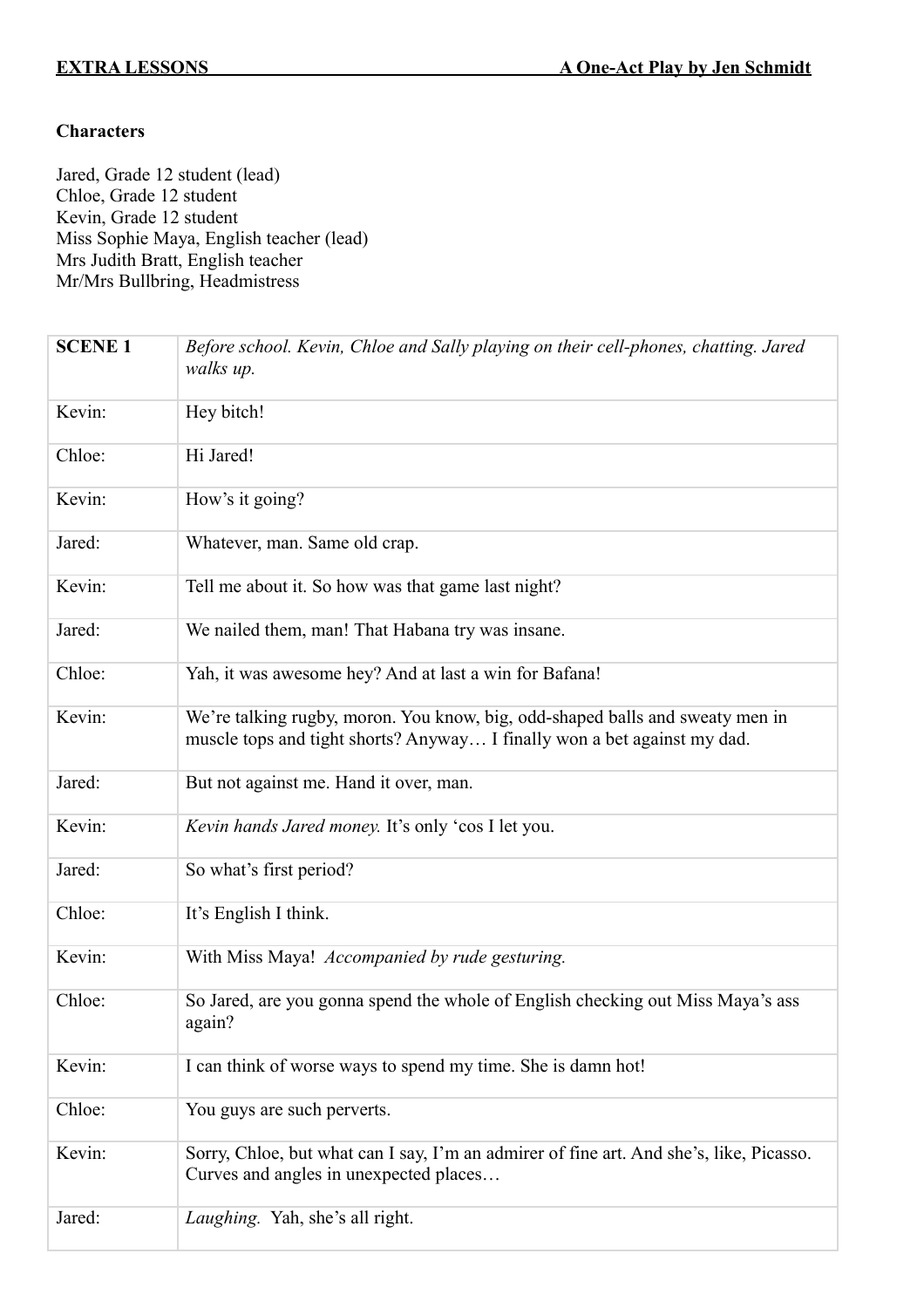**EXTRA LESSONS** **A One-Act Play by Jen Schmidt**

**Characters**

Jared, Grade 12 student (lead)
Chloe, Grade 12 student
Kevin, Grade 12 student
Miss Sophie Maya, English teacher (lead)
Mrs Judith Bratt, English teacher
Mr/Mrs Bullbring, Headmistress

| **SCENE 1** | *Before school. Kevin, Chloe and Sally playing on their cell-phones, chatting. Jared walks up.* |
|---|---|
| Kevin: | Hey bitch! |
| Chloe: | Hi Jared! |
| Kevin: | How's it going? |
| Jared: | Whatever, man. Same old crap. |
| Kevin: | Tell me about it. So how was that game last night? |
| Jared: | We nailed them, man! That Habana try was insane. |
| Chloe: | Yah, it was awesome hey? And at last a win for Bafana! |
| Kevin: | We're talking rugby, moron. You know, big, odd-shaped balls and sweaty men in muscle tops and tight shorts? Anyway… I finally won a bet against my dad. |
| Jared: | But not against me. Hand it over, man. |
| Kevin: | *Kevin hands Jared money.* It's only 'cos I let you. |
| Jared: | So what's first period? |
| Chloe: | It's English I think. |
| Kevin: | With Miss Maya! *Accompanied by rude gesturing.* |
| Chloe: | So Jared, are you gonna spend the whole of English checking out Miss Maya's ass again? |
| Kevin: | I can think of worse ways to spend my time. She is damn hot! |
| Chloe: | You guys are such perverts. |
| Kevin: | Sorry, Chloe, but what can I say, I'm an admirer of fine art. And she's, like, Picasso. Curves and angles in unexpected places… |
| Jared: | *Laughing.* Yah, she's all right. |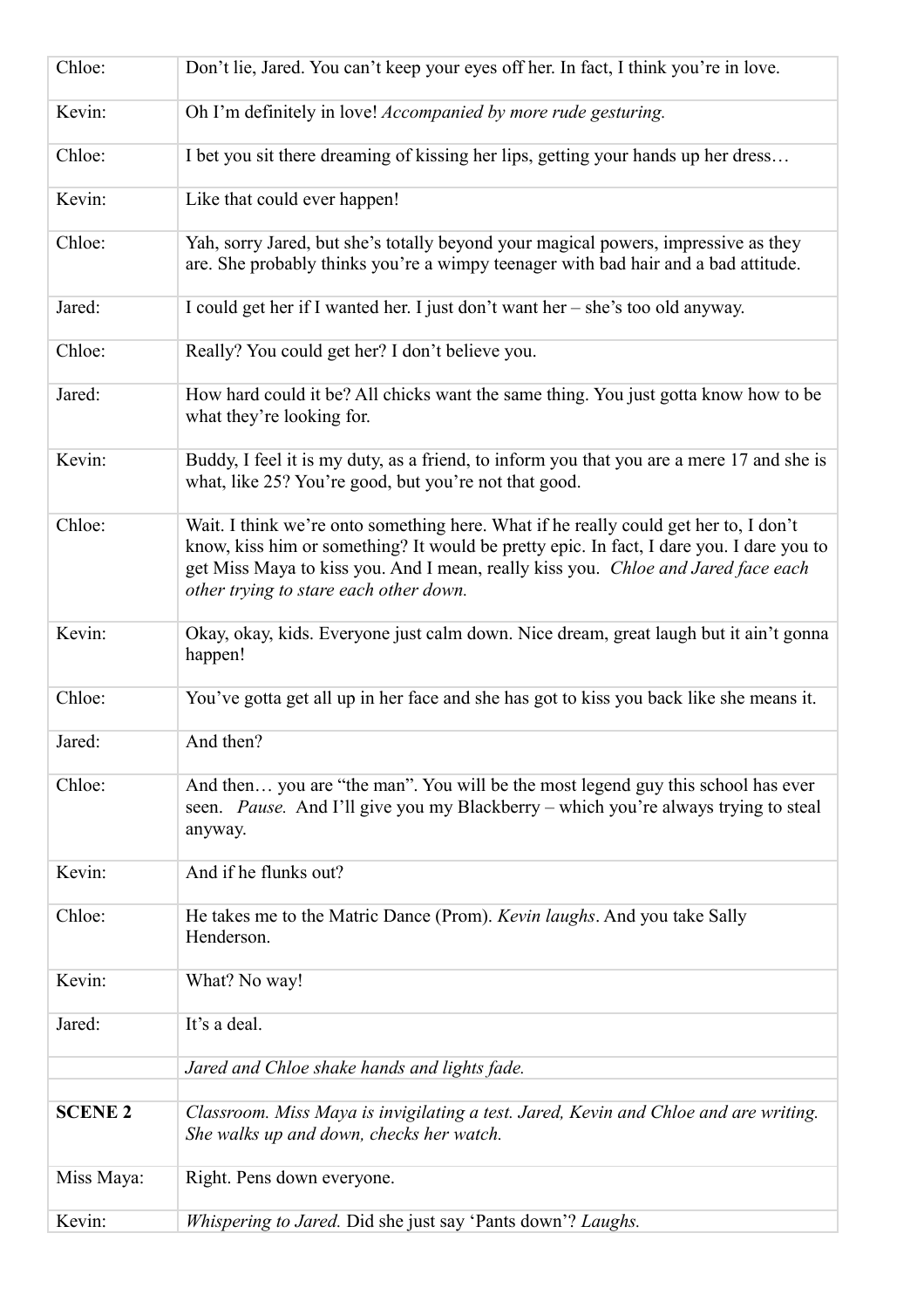| | |
|---|---|
| Chloe: | Don't lie, Jared. You can't keep your eyes off her. In fact, I think you're in love. |
| Kevin: | Oh I'm definitely in love! *Accompanied by more rude gesturing.* |
| Chloe: | I bet you sit there dreaming of kissing her lips, getting your hands up her dress… |
| Kevin: | Like that could ever happen! |
| Chloe: | Yah, sorry Jared, but she's totally beyond your magical powers, impressive as they are. She probably thinks you're a wimpy teenager with bad hair and a bad attitude. |
| Jared: | I could get her if I wanted her. I just don't want her – she's too old anyway. |
| Chloe: | Really? You could get her? I don't believe you. |
| Jared: | How hard could it be? All chicks want the same thing. You just gotta know how to be what they're looking for. |
| Kevin: | Buddy, I feel it is my duty, as a friend, to inform you that you are a mere 17 and she is what, like 25? You're good, but you're not that good. |
| Chloe: | Wait. I think we're onto something here. What if he really could get her to, I don't know, kiss him or something? It would be pretty epic. In fact, I dare you. I dare you to get Miss Maya to kiss you. And I mean, really kiss you. *Chloe and Jared face each other trying to stare each other down.* |
| Kevin: | Okay, okay, kids. Everyone just calm down. Nice dream, great laugh but it ain't gonna happen! |
| Chloe: | You've gotta get all up in her face and she has got to kiss you back like she means it. |
| Jared: | And then? |
| Chloe: | And then… you are "the man". You will be the most legend guy this school has ever seen. *Pause.* And I'll give you my Blackberry – which you're always trying to steal anyway. |
| Kevin: | And if he flunks out? |
| Chloe: | He takes me to the Matric Dance (Prom). *Kevin laughs*. And you take Sally Henderson. |
| Kevin: | What? No way! |
| Jared: | It's a deal. |
| | *Jared and Chloe shake hands and lights fade.* |
| | |
| **SCENE 2** | *Classroom. Miss Maya is invigilating a test. Jared, Kevin and Chloe and are writing. She walks up and down, checks her watch.* |
| Miss Maya: | Right. Pens down everyone. |
| Kevin: | *Whispering to Jared.* Did she just say 'Pants down'? *Laughs.* |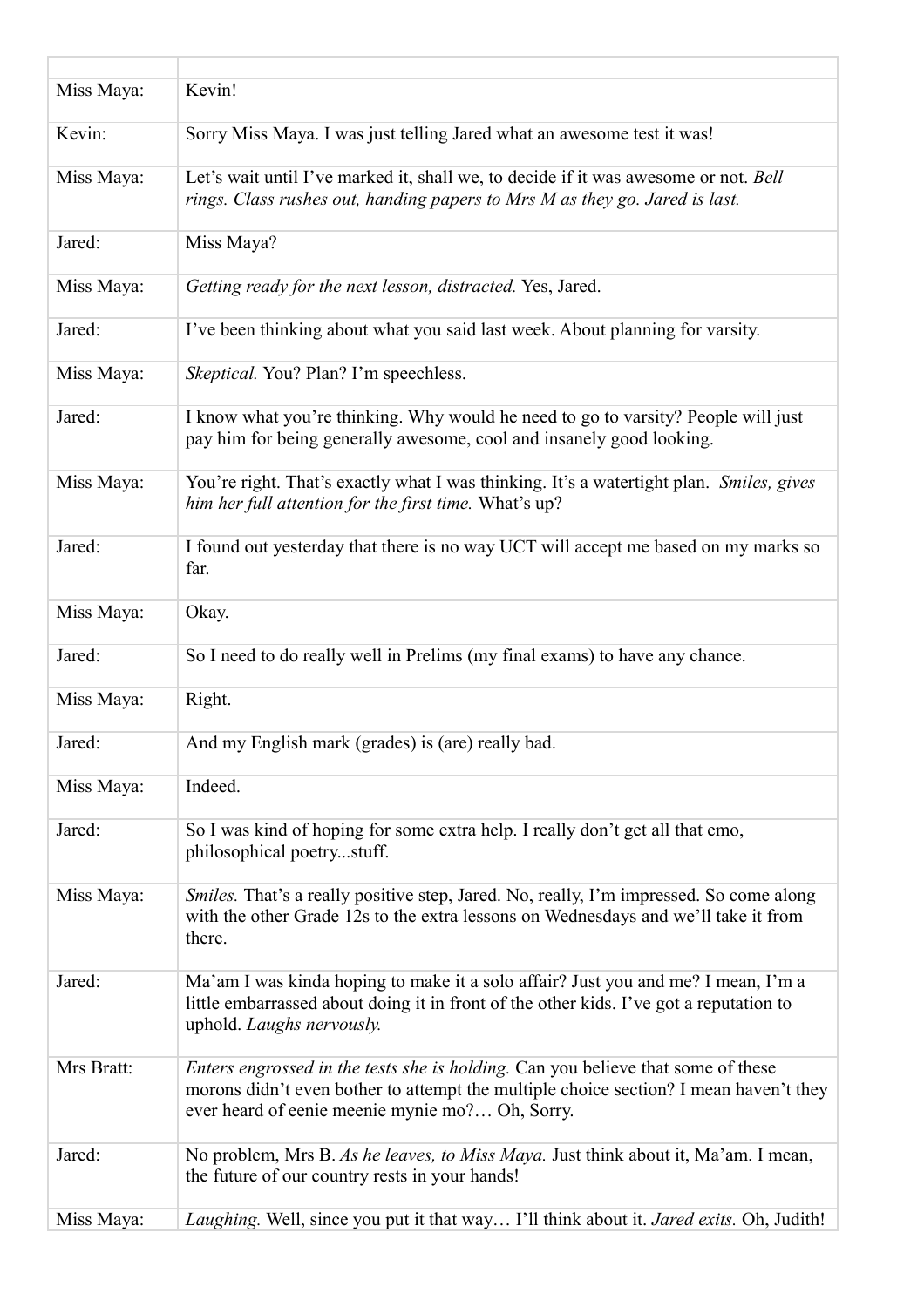| | |
|---|---|
| Miss Maya: | Kevin! |
| Kevin: | Sorry Miss Maya. I was just telling Jared what an awesome test it was! |
| Miss Maya: | Let's wait until I've marked it, shall we, to decide if it was awesome or not. *Bell rings. Class rushes out, handing papers to Mrs M as they go. Jared is last.* |
| Jared: | Miss Maya? |
| Miss Maya: | *Getting ready for the next lesson, distracted.* Yes, Jared. |
| Jared: | I've been thinking about what you said last week. About planning for varsity. |
| Miss Maya: | *Skeptical.* You? Plan? I'm speechless. |
| Jared: | I know what you're thinking. Why would he need to go to varsity? People will just pay him for being generally awesome, cool and insanely good looking. |
| Miss Maya: | You're right. That's exactly what I was thinking. It's a watertight plan. *Smiles, gives him her full attention for the first time.* What's up? |
| Jared: | I found out yesterday that there is no way UCT will accept me based on my marks so far. |
| Miss Maya: | Okay. |
| Jared: | So I need to do really well in Prelims (my final exams) to have any chance. |
| Miss Maya: | Right. |
| Jared: | And my English mark (grades) is (are) really bad. |
| Miss Maya: | Indeed. |
| Jared: | So I was kind of hoping for some extra help. I really don't get all that emo, philosophical poetry...stuff. |
| Miss Maya: | *Smiles.* That's a really positive step, Jared. No, really, I'm impressed. So come along with the other Grade 12s to the extra lessons on Wednesdays and we'll take it from there. |
| Jared: | Ma'am I was kinda hoping to make it a solo affair? Just you and me? I mean, I'm a little embarrassed about doing it in front of the other kids. I've got a reputation to uphold. *Laughs nervously.* |
| Mrs Bratt: | *Enters engrossed in the tests she is holding.* Can you believe that some of these morons didn't even bother to attempt the multiple choice section? I mean haven't they ever heard of eenie meenie mynie mo?… Oh, Sorry. |
| Jared: | No problem, Mrs B. *As he leaves, to Miss Maya.* Just think about it, Ma'am. I mean, the future of our country rests in your hands! |
| Miss Maya: | *Laughing.* Well, since you put it that way… I'll think about it. *Jared exits.* Oh, Judith! |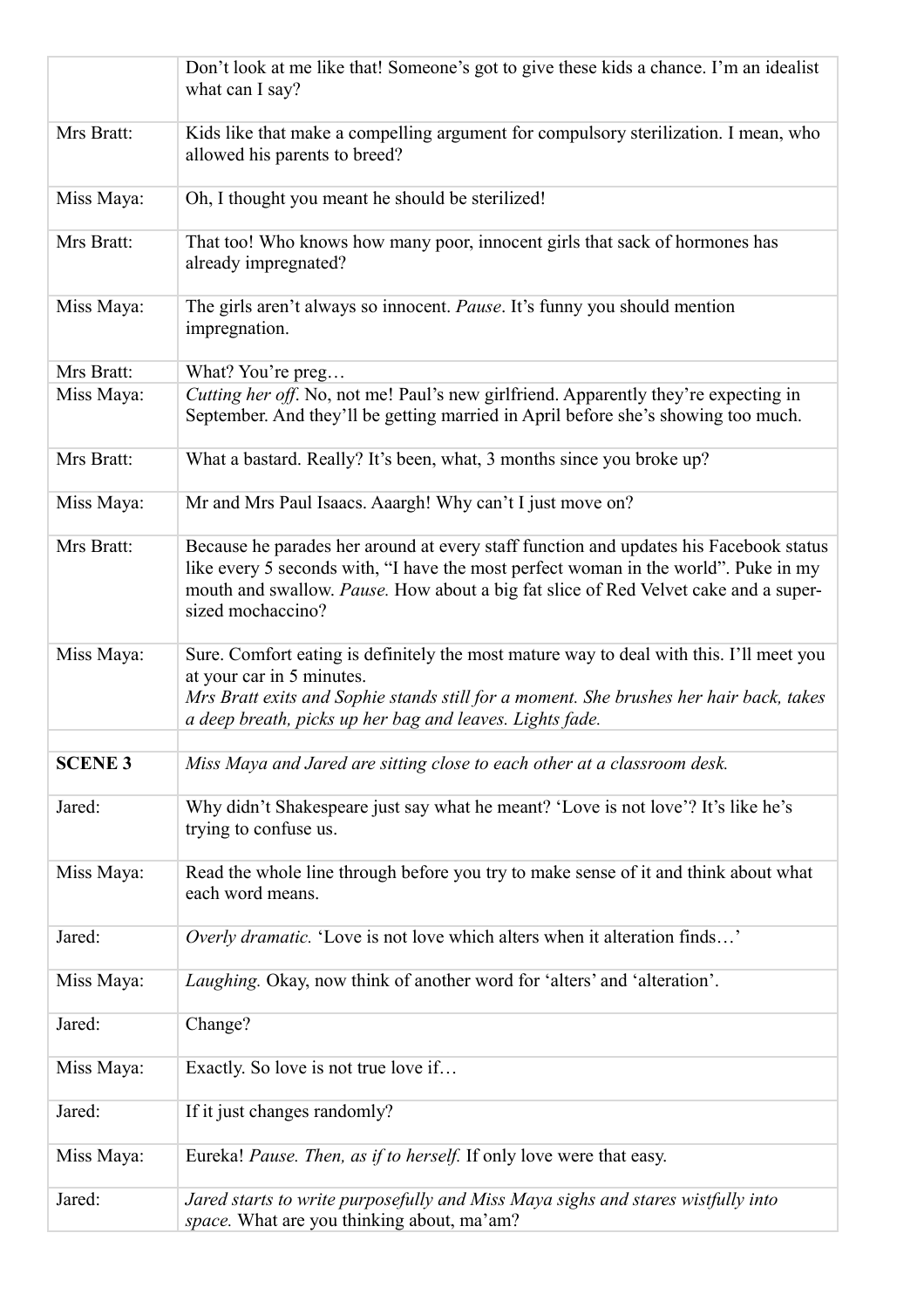| | |
|---|---|
| | Don't look at me like that! Someone's got to give these kids a chance. I'm an idealist what can I say? |
| Mrs Bratt: | Kids like that make a compelling argument for compulsory sterilization. I mean, who allowed his parents to breed? |
| Miss Maya: | Oh, I thought you meant he should be sterilized! |
| Mrs Bratt: | That too! Who knows how many poor, innocent girls that sack of hormones has already impregnated? |
| Miss Maya: | The girls aren't always so innocent. *Pause*. It's funny you should mention impregnation. |
| Mrs Bratt: | What? You're preg… |
| Miss Maya: | *Cutting her off*. No, not me! Paul's new girlfriend. Apparently they're expecting in September. And they'll be getting married in April before she's showing too much. |
| Mrs Bratt: | What a bastard. Really? It's been, what, 3 months since you broke up? |
| Miss Maya: | Mr and Mrs Paul Isaacs. Aaargh! Why can't I just move on? |
| Mrs Bratt: | Because he parades her around at every staff function and updates his Facebook status like every 5 seconds with, "I have the most perfect woman in the world". Puke in my mouth and swallow. *Pause.* How about a big fat slice of Red Velvet cake and a super-sized mochaccino? |
| Miss Maya: | Sure. Comfort eating is definitely the most mature way to deal with this. I'll meet you at your car in 5 minutes. *Mrs Bratt exits and Sophie stands still for a moment. She brushes her hair back, takes a deep breath, picks up her bag and leaves. Lights fade.* |
| | |
| **SCENE 3** | *Miss Maya and Jared are sitting close to each other at a classroom desk.* |
| Jared: | Why didn't Shakespeare just say what he meant? 'Love is not love'? It's like he's trying to confuse us. |
| Miss Maya: | Read the whole line through before you try to make sense of it and think about what each word means. |
| Jared: | *Overly dramatic.* 'Love is not love which alters when it alteration finds…' |
| Miss Maya: | *Laughing.* Okay, now think of another word for 'alters' and 'alteration'. |
| Jared: | Change? |
| Miss Maya: | Exactly. So love is not true love if… |
| Jared: | If it just changes randomly? |
| Miss Maya: | Eureka! *Pause. Then, as if to herself.* If only love were that easy. |
| Jared: | *Jared starts to write purposefully and Miss Maya sighs and stares wistfully into space.* What are you thinking about, ma'am? |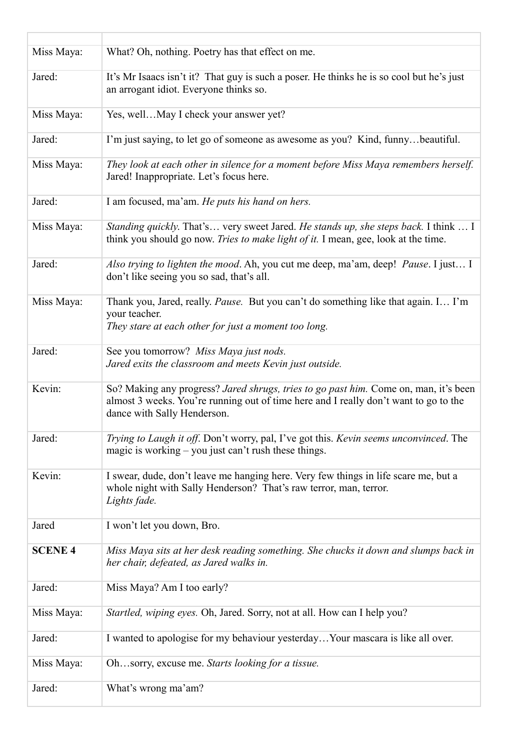| | |
|---|---|
| Miss Maya: | What? Oh, nothing. Poetry has that effect on me. |
| Jared: | It's Mr Isaacs isn't it? That guy is such a poser. He thinks he is so cool but he's just an arrogant idiot. Everyone thinks so. |
| Miss Maya: | Yes, well…May I check your answer yet? |
| Jared: | I'm just saying, to let go of someone as awesome as you? Kind, funny…beautiful. |
| Miss Maya: | *They look at each other in silence for a moment before Miss Maya remembers herself.* Jared! Inappropriate. Let's focus here. |
| Jared: | I am focused, ma'am. *He puts his hand on hers.* |
| Miss Maya: | *Standing quickly.* That's… very sweet Jared. *He stands up, she steps back.* I think … I think you should go now. *Tries to make light of it.* I mean, gee, look at the time. |
| Jared: | *Also trying to lighten the mood*. Ah, you cut me deep, ma'am, deep! *Pause*. I just… I don't like seeing you so sad, that's all. |
| Miss Maya: | Thank you, Jared, really. *Pause.* But you can't do something like that again. I… I'm your teacher.<br>*They stare at each other for just a moment too long.* |
| Jared: | See you tomorrow? *Miss Maya just nods.*<br>*Jared exits the classroom and meets Kevin just outside.* |
| Kevin: | So? Making any progress? *Jared shrugs, tries to go past him.* Come on, man, it's been almost 3 weeks. You're running out of time here and I really don't want to go to the dance with Sally Henderson. |
| Jared: | *Trying to Laugh it off*. Don't worry, pal, I've got this. *Kevin seems unconvinced*. The magic is working – you just can't rush these things. |
| Kevin: | I swear, dude, don't leave me hanging here. Very few things in life scare me, but a whole night with Sally Henderson? That's raw terror, man, terror.<br>*Lights fade.* |
| Jared | I won't let you down, Bro. |
| **SCENE 4** | *Miss Maya sits at her desk reading something. She chucks it down and slumps back in her chair, defeated, as Jared walks in.* |
| Jared: | Miss Maya? Am I too early? |
| Miss Maya: | *Startled, wiping eyes.* Oh, Jared. Sorry, not at all. How can I help you? |
| Jared: | I wanted to apologise for my behaviour yesterday…Your mascara is like all over. |
| Miss Maya: | Oh…sorry, excuse me. *Starts looking for a tissue.* |
| Jared: | What's wrong ma'am? |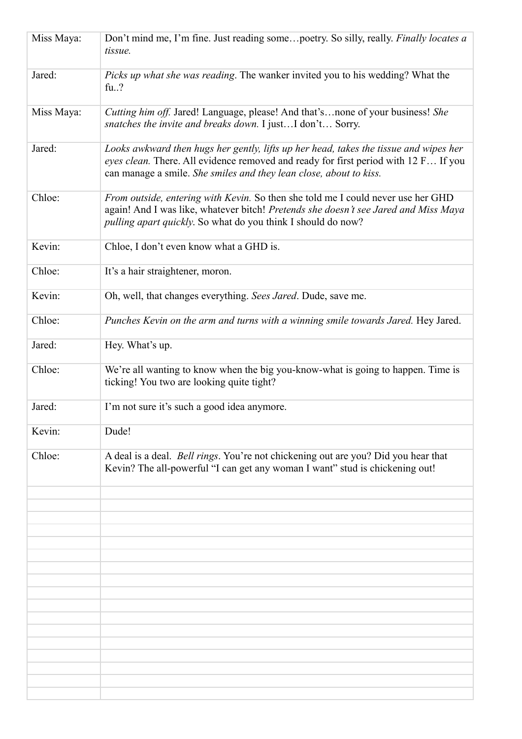| | |
|---|---|
| Miss Maya: | Don't mind me, I'm fine. Just reading some…poetry. So silly, really. *Finally locates a tissue.* |
| Jared: | *Picks up what she was reading*. The wanker invited you to his wedding? What the fu..? |
| Miss Maya: | *Cutting him off.* Jared! Language, please! And that's…none of your business! *She snatches the invite and breaks down.* I just…I don't… Sorry. |
| Jared: | *Looks awkward then hugs her gently, lifts up her head, takes the tissue and wipes her eyes clean.* There. All evidence removed and ready for first period with 12 F… If you can manage a smile. *She smiles and they lean close, about to kiss.* |
| Chloe: | *From outside, entering with Kevin.* So then she told me I could never use her GHD again! And I was like, whatever bitch! *Pretends she doesn't see Jared and Miss Maya pulling apart quickly.* So what do you think I should do now? |
| Kevin: | Chloe, I don't even know what a GHD is. |
| Chloe: | It's a hair straightener, moron. |
| Kevin: | Oh, well, that changes everything. *Sees Jared*. Dude, save me. |
| Chloe: | *Punches Kevin on the arm and turns with a winning smile towards Jared.* Hey Jared. |
| Jared: | Hey. What's up. |
| Chloe: | We're all wanting to know when the big you-know-what is going to happen. Time is ticking! You two are looking quite tight? |
| Jared: | I'm not sure it's such a good idea anymore. |
| Kevin: | Dude! |
| Chloe: | A deal is a deal. *Bell rings*. You're not chickening out are you? Did you hear that Kevin? The all-powerful "I can get any woman I want" stud is chickening out! |
| | |
| | |
| | |
| | |
| | |
| | |
| | |
| | |
| | |
| | |
| | |
| | |
| | |
| | |
| | |
| | |
| | |